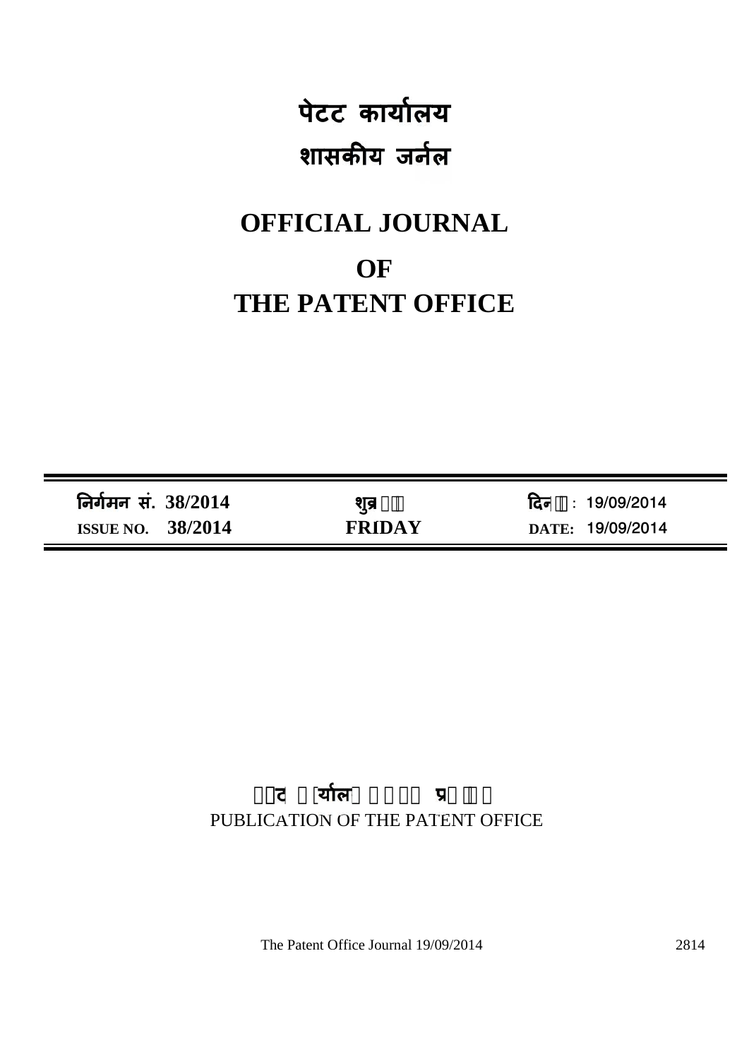# पेटट कार्यालय

# शासकीय जर्नल

# OFFICIAL JOURNAL

# OF

# THE PATENT OFFICE

| निर्गमन सं. 38/2014 | शुक्र | दिन : 19/09/2014 |
|---|---|---|
| ISSUE NO. 38/2014 | FRIDAY | DATE: 19/09/2014 |

PUBLICATION OF THE PATENT OFFICE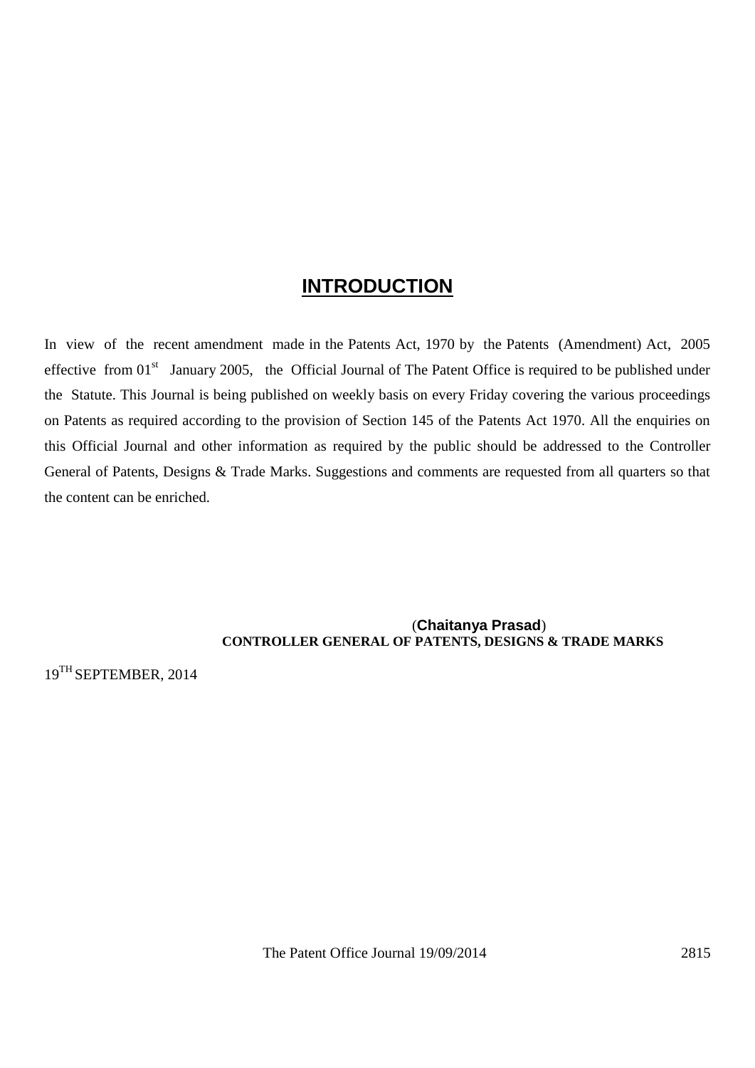# INTRODUCTION

In view of the recent amendment made in the Patents Act, 1970 by the Patents (Amendment) Act, 2005 effective from 01st January 2005, the Official Journal of The Patent Office is required to be published under the Statute. This Journal is being published on weekly basis on every Friday covering the various proceedings on Patents as required according to the provision of Section 145 of the Patents Act 1970. All the enquiries on this Official Journal and other information as required by the public should be addressed to the Controller General of Patents, Designs & Trade Marks. Suggestions and comments are requested from all quarters so that the content can be enriched.

(**Chaitanya Prasad**)
**CONTROLLER GENERAL OF PATENTS, DESIGNS & TRADE MARKS**

19TH SEPTEMBER, 2014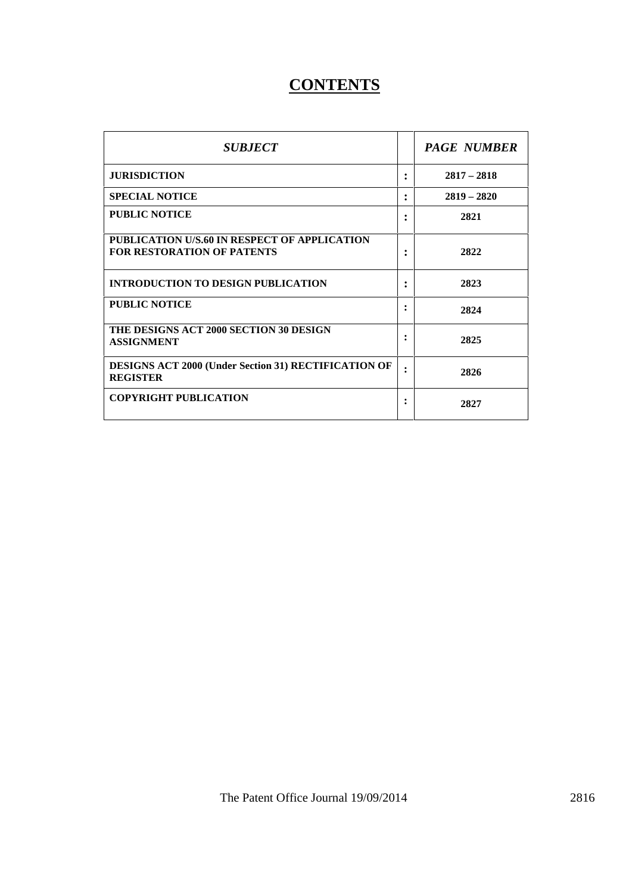# CONTENTS

| *SUBJECT* | | *PAGE NUMBER* |
|---|---|---|
| **JURISDICTION** | **:** | **2817 – 2818** |
| **SPECIAL NOTICE** | **:** | **2819 – 2820** |
| **PUBLIC NOTICE** | **:** | **2821** |
| **PUBLICATION U/S.60 IN RESPECT OF APPLICATION FOR RESTORATION OF PATENTS** | **:** | **2822** |
| **INTRODUCTION TO DESIGN PUBLICATION** | **:** | **2823** |
| **PUBLIC NOTICE** | **:** | **2824** |
| **THE DESIGNS ACT 2000 SECTION 30 DESIGN ASSIGNMENT** | **:** | **2825** |
| **DESIGNS ACT 2000 (Under Section 31) RECTIFICATION OF REGISTER** | **:** | **2826** |
| **COPYRIGHT PUBLICATION** | **:** | **2827** |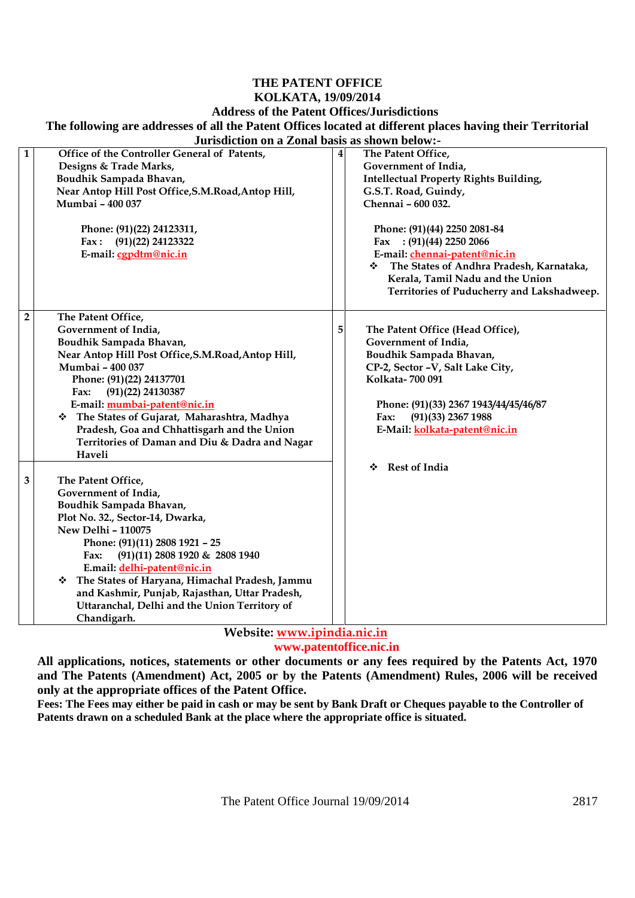# THE PATENT OFFICE

## KOLKATA, 19/09/2014

### Address of the Patent Offices/Jurisdictions

**The following are addresses of all the Patent Offices located at different places having their Territorial Jurisdiction on a Zonal basis as shown below:-**

| | | | |
|---|---|---|---|
| **1** | **Office of the Controller General of Patents, Designs & Trade Marks, Boudhik Sampada Bhavan, Near Antop Hill Post Office,S.M.Road,Antop Hill, Mumbai – 400 037**<br><br>**Phone: (91)(22) 24123311,**<br>**Fax : (91)(22) 24123322**<br>**E-mail: cgpdtm@nic.in** | **4** | **The Patent Office, Government of India, Intellectual Property Rights Building, G.S.T. Road, Guindy, Chennai – 600 032.**<br><br>**Phone: (91)(44) 2250 2081-84**<br>**Fax : (91)(44) 2250 2066**<br>**E-mail: chennai-patent@nic.in**<br>❖ **The States of Andhra Pradesh, Karnataka, Kerala, Tamil Nadu and the Union Territories of Puducherry and Lakshadweep.** |
| **2** | **The Patent Office, Government of India, Boudhik Sampada Bhavan, Near Antop Hill Post Office,S.M.Road,Antop Hill, Mumbai – 400 037**<br>**Phone: (91)(22) 24137701**<br>**Fax: (91)(22) 24130387**<br>**E-mail: mumbai-patent@nic.in**<br>❖ **The States of Gujarat, Maharashtra, Madhya Pradesh, Goa and Chhattisgarh and the Union Territories of Daman and Diu & Dadra and Nagar Haveli** | **5** | **The Patent Office (Head Office), Government of India, Boudhik Sampada Bhavan, CP-2, Sector –V, Salt Lake City, Kolkata- 700 091**<br><br>**Phone: (91)(33) 2367 1943/44/45/46/87**<br>**Fax: (91)(33) 2367 1988**<br>**E-Mail: kolkata-patent@nic.in**<br><br>❖ **Rest of India** |
| **3** | **The Patent Office, Government of India, Boudhik Sampada Bhavan, Plot No. 32., Sector-14, Dwarka, New Delhi – 110075**<br>**Phone: (91)(11) 2808 1921 – 25**<br>**Fax: (91)(11) 2808 1920 & 2808 1940**<br>**E.mail: delhi-patent@nic.in**<br>❖ **The States of Haryana, Himachal Pradesh, Jammu and Kashmir, Punjab, Rajasthan, Uttar Pradesh, Uttaranchal, Delhi and the Union Territory of Chandigarh.** | | |

**Website: www.ipindia.nic.in**
**www.patentoffice.nic.in**

**All applications, notices, statements or other documents or any fees required by the Patents Act, 1970 and The Patents (Amendment) Act, 2005 or by the Patents (Amendment) Rules, 2006 will be received only at the appropriate offices of the Patent Office.**

**Fees: The Fees may either be paid in cash or may be sent by Bank Draft or Cheques payable to the Controller of Patents drawn on a scheduled Bank at the place where the appropriate office is situated.**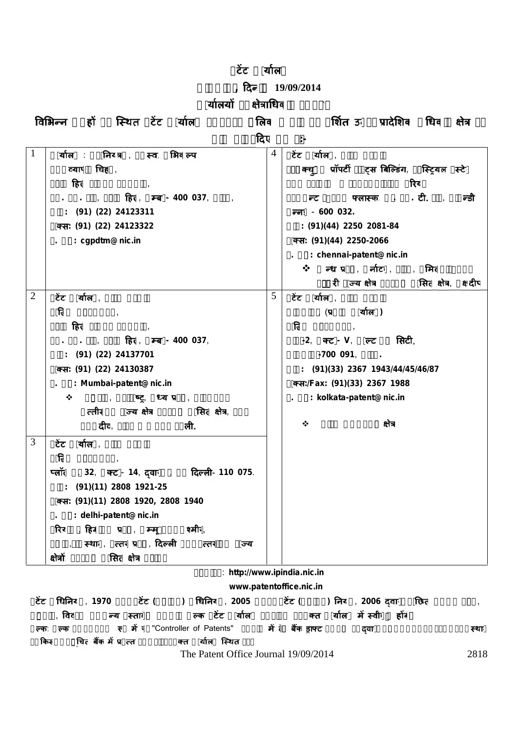# पेटेंट कार्यालय

## शुद्धिपत्र, दिनांक 19/09/2014

### कार्यालयों का क्षेत्राधिकार

विभिन्न स्थानों पर स्थित पेटेंट कार्यालय के क्षेत्राधिकार निम्नलिखित प्रदर्शित उनके प्रादेशिक अधिकार क्षेत्र के रूप में दिए गए हैं:-

| | | | |
|---|---|---|---|
| 1 | कार्यालय : महानियंत्रक, पेटेंट्स, अभिकल्प एवं व्यापार चिह्न,<br>बौद्धिक संपदा भवन,<br>एस. एम. रोड, एंटॉप हिल, मुम्बई- 400 037, भारत,<br>फोन: (91) (22) 24123311<br>फैक्स: (91) (22) 24123322<br>ई. मेल: cgpdtm@nic.in | 4 | पेटेंट कार्यालय, शाखा कार्यालय<br>इंटेलेक्चुअल प्रॉपर्टी राइट्स बिल्डिंग, इंडस्ट्रियल एस्टेट<br>जी.एस.टी. रोड, गिंडी, चेन्नई<br>इंटेलेक्चुअल प्रॉपर्टी ऑफिस, गवर्नमेंट प्लास्क, जी. एस. टी. रोड, गिंडी चेन्नई - 600 032.<br>फोन: (91)(44) 2250 2081-84<br>फैक्स: (91)(44) 2250-2066<br>ई. मेल: chennai-patent@nic.in<br>❖ आन्ध्र प्रदेश, कर्नाटक, केरल, तमिलनाडु तथा पुदुचेरी राज्य क्षेत्र एवं संघ शासित क्षेत्र, लक्षद्वीप |
| 2 | पेटेंट कार्यालय, शाखा कार्यालय<br>बौद्धिक संपदा भवन,<br>एंटॉप हिल डाक घर के पास,<br>एस. एम. रोड, एंटॉप हिल, मुम्बई- 400 037,<br>फोन: (91) (22) 24137701<br>फैक्स: (91) (22) 24130387<br>ई. मेल: Mumbai-patent@nic.in<br>❖ गुजरात, महाराष्ट्र, मध्य प्रदेश, गोवा तथा छत्तीसगढ़ राज्य क्षेत्र एवं संघ शासित क्षेत्र, दमन तथा दीव, दादरा और नगर हवेली. | 5 | पेटेंट कार्यालय, शाखा कार्यालय<br>कोलकाता (प्रधान कार्यालय)<br>बौद्धिक संपदा भवन,<br>सीपी-2, सेक्टर- V, साल्ट लेक सिटी,<br>कोलकाता-700 091, भारत.<br>फोन: (91)(33) 2367 1943/44/45/46/87<br>फैक्स/Fax: (91)(33) 2367 1988<br>ई. मेल: kolkata-patent@nic.in<br>❖ भारत का शेष क्षेत्र |
| 3 | पेटेंट कार्यालय, शाखा कार्यालय<br>बौद्धिक संपदा भवन,<br>प्लॉट सं. 32, सेक्टर- 14, द्वारका, नई दिल्ली- 110 075.<br>फोन: (91)(11) 2808 1921-25<br>फैक्स: (91)(11) 2808 1920, 2808 1940<br>ई. मेल: delhi-patent@nic.in<br>हरियाणा, हिमाचल प्रदेश, जम्मू तथा कश्मीर, पंजाब, राजस्थान, उत्तर प्रदेश, दिल्ली तथा उत्तरांचल राज्य क्षेत्रों एवं संघ शासित क्षेत्र चंडीगढ़ | | |

वेबसाइट: http://www.ipindia.nic.in
www.patentoffice.nic.in

पेटेंट अधिनियम, 1970 तथा पेटेंट (संशोधन) अधिनियम, 2005 तथा पेटेंट (संशोधन) नियम, 2006 द्वारा अपेक्षित सभी आवेदन, सूचनाएं, विवरण या अन्य दस्तावेज़ या कोई शुल्क पेटेंट कार्यालय के केवल उपयुक्त कार्यालय में स्वीकृत होंगे।

शुल्क: शुल्क या तो नकद रूप में या "Controller of Patents" के नाम में देय बैंक ड्राफ्ट या चेक द्वारा भुगतान किया जा सकता है जो उसी स्थान के किसी अनुसूचित बैंक में प्रदत्त हो जहाँ उपयुक्त कार्यालय स्थित है।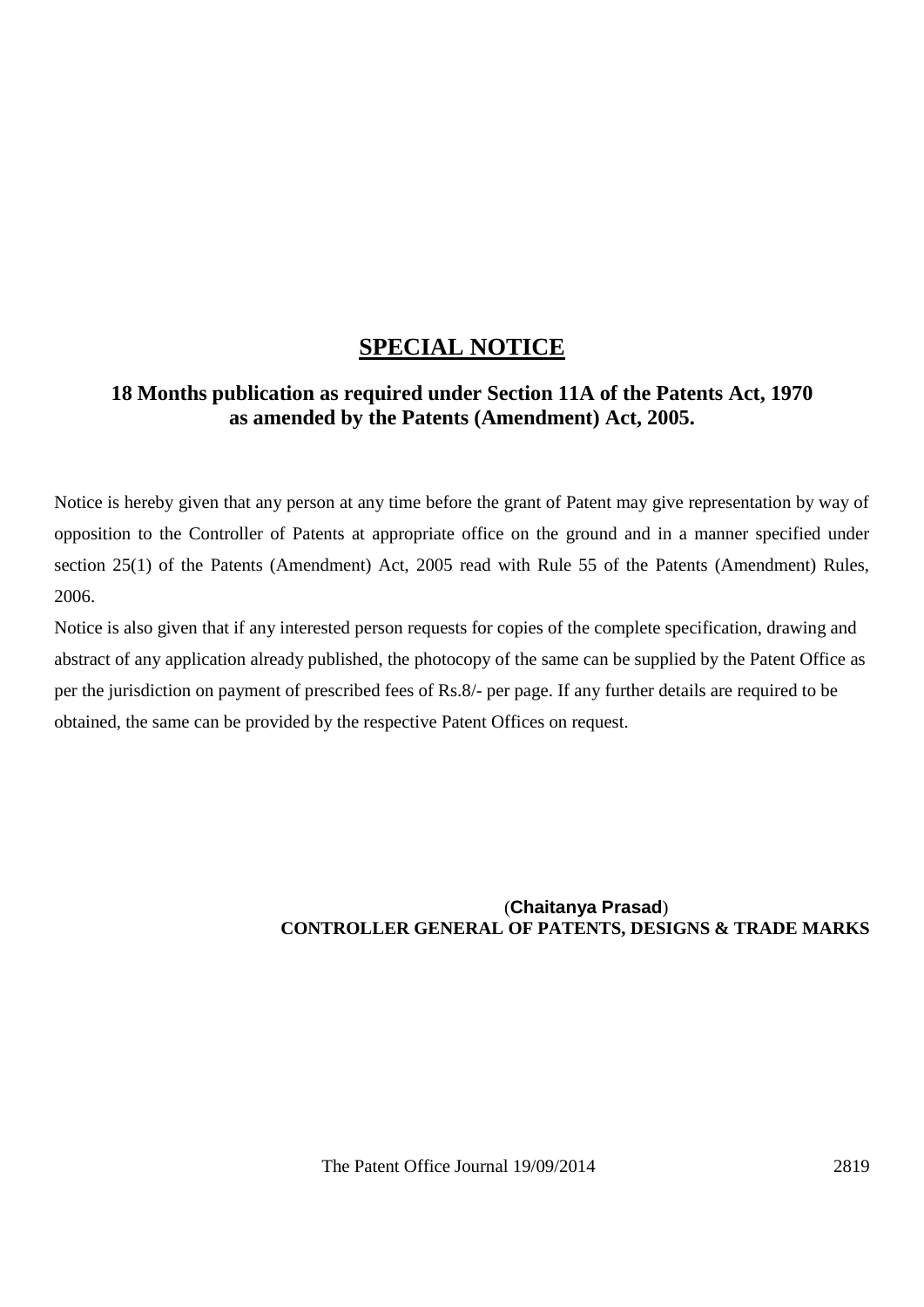# SPECIAL NOTICE

## 18 Months publication as required under Section 11A of the Patents Act, 1970 as amended by the Patents (Amendment) Act, 2005.

Notice is hereby given that any person at any time before the grant of Patent may give representation by way of opposition to the Controller of Patents at appropriate office on the ground and in a manner specified under section 25(1) of the Patents (Amendment) Act, 2005 read with Rule 55 of the Patents (Amendment) Rules, 2006.

Notice is also given that if any interested person requests for copies of the complete specification, drawing and abstract of any application already published, the photocopy of the same can be supplied by the Patent Office as per the jurisdiction on payment of prescribed fees of Rs.8/- per page. If any further details are required to be obtained, the same can be provided by the respective Patent Offices on request.

(**Chaitanya Prasad**)
**CONTROLLER GENERAL OF PATENTS, DESIGNS & TRADE MARKS**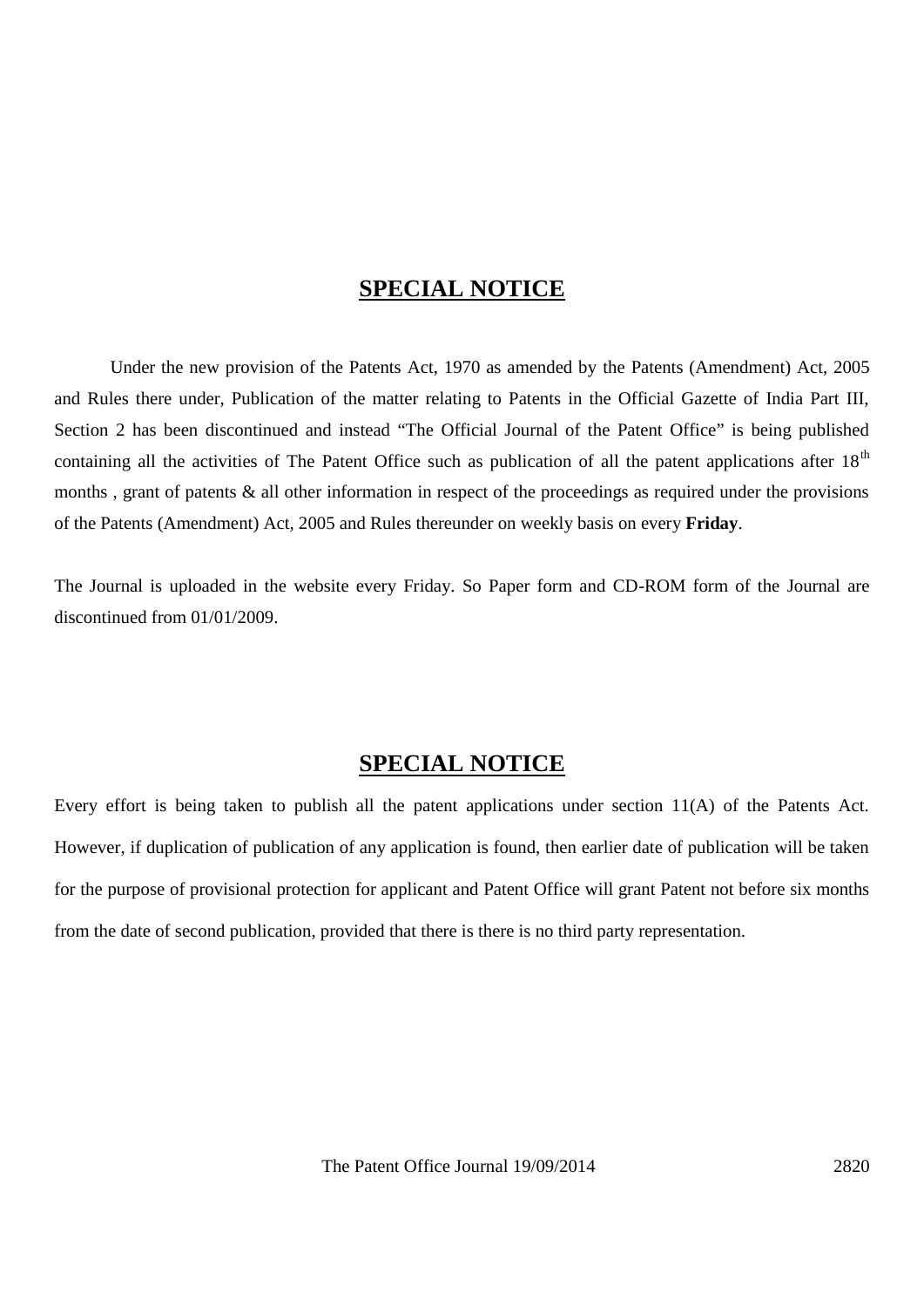## SPECIAL NOTICE

Under the new provision of the Patents Act, 1970 as amended by the Patents (Amendment) Act, 2005 and Rules there under, Publication of the matter relating to Patents in the Official Gazette of India Part III, Section 2 has been discontinued and instead "The Official Journal of the Patent Office" is being published containing all the activities of The Patent Office such as publication of all the patent applications after 18th months , grant of patents & all other information in respect of the proceedings as required under the provisions of the Patents (Amendment) Act, 2005 and Rules thereunder on weekly basis on every **Friday**.

The Journal is uploaded in the website every Friday. So Paper form and CD-ROM form of the Journal are discontinued from 01/01/2009.

## SPECIAL NOTICE

Every effort is being taken to publish all the patent applications under section 11(A) of the Patents Act. However, if duplication of publication of any application is found, then earlier date of publication will be taken for the purpose of provisional protection for applicant and Patent Office will grant Patent not before six months from the date of second publication, provided that there is there is no third party representation.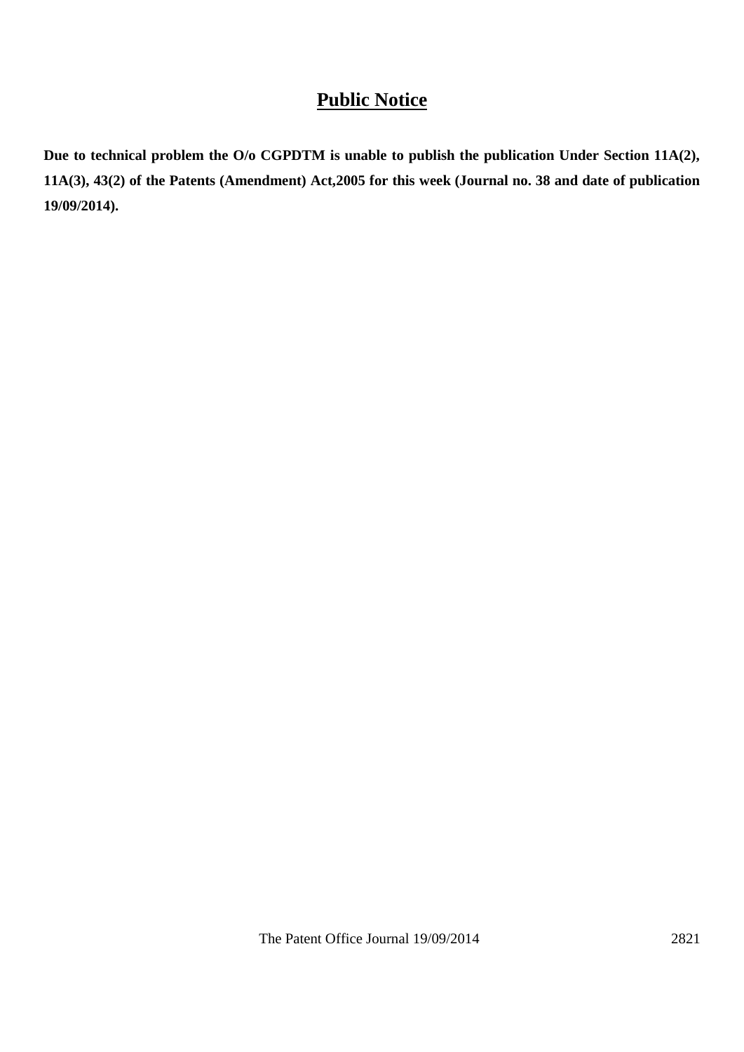# **Public Notice**

**Due to technical problem the O/o CGPDTM is unable to publish the publication Under Section 11A(2), 11A(3), 43(2) of the Patents (Amendment) Act,2005 for this week (Journal no. 38 and date of publication 19/09/2014).**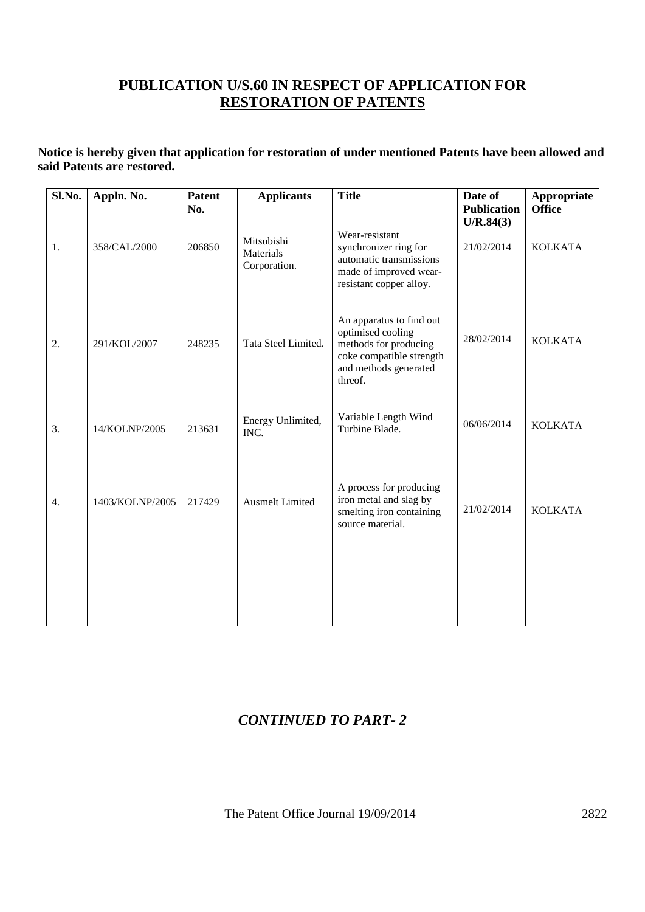## PUBLICATION U/S.60 IN RESPECT OF APPLICATION FOR RESTORATION OF PATENTS

**Notice is hereby given that application for restoration of under mentioned Patents have been allowed and said Patents are restored.**

| Sl.No. | Appln. No. | Patent No. | Applicants | Title | Date of Publication U/R.84(3) | Appropriate Office |
|---|---|---|---|---|---|---|
| 1. | 358/CAL/2000 | 206850 | Mitsubishi Materials Corporation. | Wear-resistant synchronizer ring for automatic transmissions made of improved wear-resistant copper alloy. | 21/02/2014 | KOLKATA |
| 2. | 291/KOL/2007 | 248235 | Tata Steel Limited. | An apparatus to find out optimised cooling methods for producing coke compatible strength and methods generated threof. | 28/02/2014 | KOLKATA |
| 3. | 14/KOLNP/2005 | 213631 | Energy Unlimited, INC. | Variable Length Wind Turbine Blade. | 06/06/2014 | KOLKATA |
| 4. | 1403/KOLNP/2005 | 217429 | Ausmelt Limited | A process for producing iron metal and slag by smelting iron containing source material. | 21/02/2014 | KOLKATA |

*CONTINUED TO PART- 2*